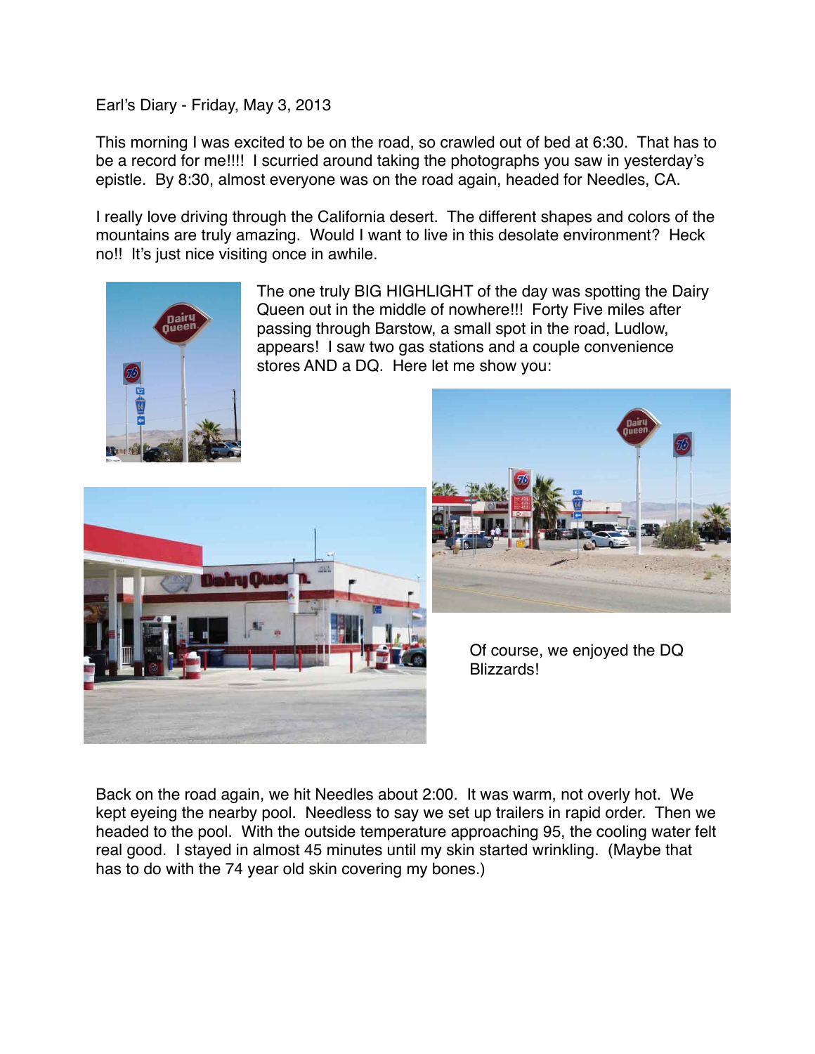Earl's Diary - Friday, May 3, 2013

This morning I was excited to be on the road, so crawled out of bed at 6:30. That has to be a record for me!!!! I scurried around taking the photographs you saw in yesterday's epistle. By 8:30, almost everyone was on the road again, headed for Needles, CA.

I really love driving through the California desert. The different shapes and colors of the mountains are truly amazing. Would I want to live in this desolate environment? Heck no!! It's just nice visiting once in awhile.

The one truly BIG HIGHLIGHT of the day was spotting the Dairy Queen out in the middle of nowhere!!! Forty Five miles after passing through Barstow, a small spot in the road, Ludlow, appears! I saw two gas stations and a couple convenience stores AND a DQ. Here let me show you:

Of course, we enjoyed the DQ Blizzards!

Back on the road again, we hit Needles about 2:00. It was warm, not overly hot. We kept eyeing the nearby pool. Needless to say we set up trailers in rapid order. Then we headed to the pool. With the outside temperature approaching 95, the cooling water felt real good. I stayed in almost 45 minutes until my skin started wrinkling. (Maybe that has to do with the 74 year old skin covering my bones.)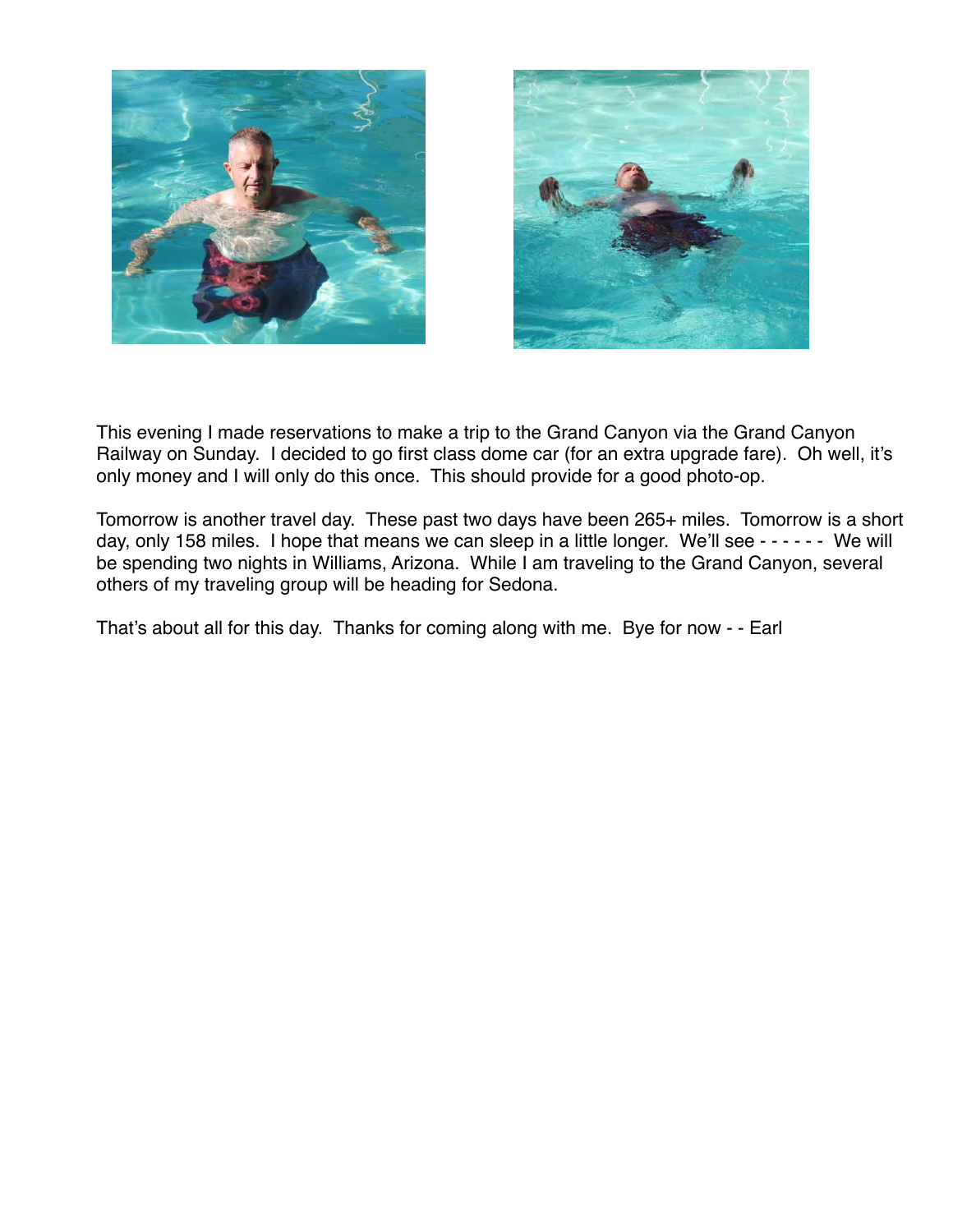This evening I made reservations to make a trip to the Grand Canyon via the Grand Canyon Railway on Sunday. I decided to go first class dome car (for an extra upgrade fare). Oh well, it's only money and I will only do this once. This should provide for a good photo-op.

Tomorrow is another travel day. These past two days have been 265+ miles. Tomorrow is a short day, only 158 miles. I hope that means we can sleep in a little longer. We'll see - - - - - - We will be spending two nights in Williams, Arizona. While I am traveling to the Grand Canyon, several others of my traveling group will be heading for Sedona.

That's about all for this day. Thanks for coming along with me. Bye for now - - Earl